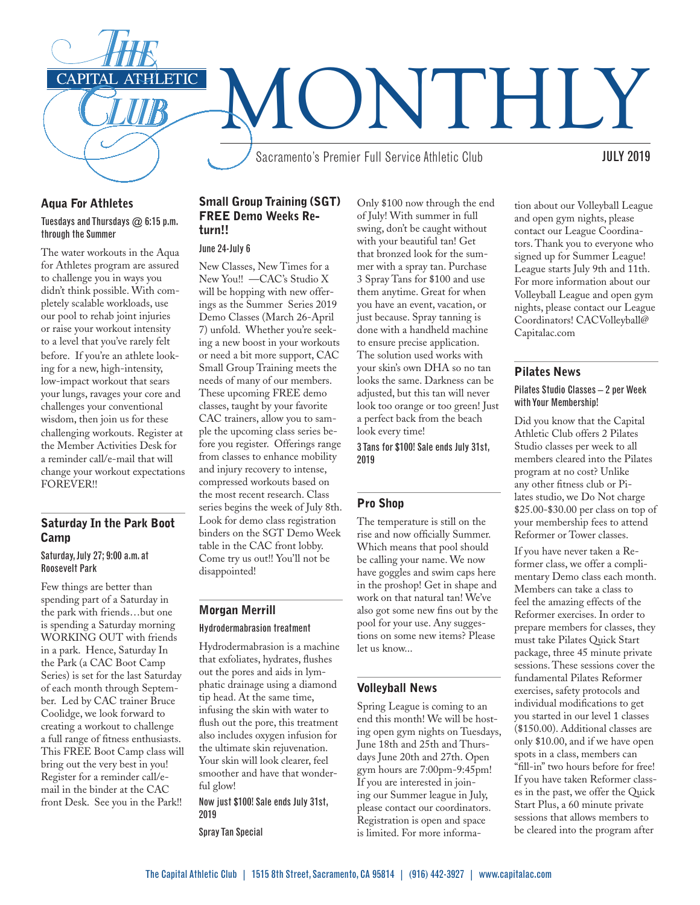# The Capital Athletic Club MONTHLY

Sacramento's Premier Full Service Athletic Club

JULY 2019

## Aqua For Athletes

**Tuesdays and Thursdays @ 6:15 p.m. through the Summer**

The water workouts in the Aqua for Athletes program are assured to challenge you in ways you didn't think possible. With completely scalable workloads, use our pool to rehab joint injuries or raise your workout intensity to a level that you've rarely felt before. If you're an athlete looking for a new, high-intensity, low-impact workout that sears your lungs, ravages your core and challenges your conventional wisdom, then join us for these challenging workouts. Register at the Member Activities Desk for a reminder call/e-mail that will change your workout expectations FOREVER!!

## Saturday In the Park Boot Camp

**Saturday, July 27; 9:00 a.m. at Roosevelt Park**

Few things are better than spending part of a Saturday in the park with friends…but one is spending a Saturday morning WORKING OUT with friends in a park. Hence, Saturday In the Park (a CAC Boot Camp Series) is set for the last Saturday of each month through September. Led by CAC trainer Bruce Coolidge, we look forward to creating a workout to challenge a full range of fitness enthusiasts. This FREE Boot Camp class will bring out the very best in you! Register for a reminder call/e-mail in the binder at the CAC front Desk. See you in the Park!!

## Small Group Training (SGT) FREE Demo Weeks Return!!

**June 24-July 6**

New Classes, New Times for a New You!! —CAC's Studio X will be hopping with new offerings as the Summer Series 2019 Demo Classes (March 26-April 7) unfold. Whether you're seeking a new boost in your workouts or need a bit more support, CAC Small Group Training meets the needs of many of our members. These upcoming FREE demo classes, taught by your favorite CAC trainers, allow you to sample the upcoming class series before you register. Offerings range from classes to enhance mobility and injury recovery to intense, compressed workouts based on the most recent research. Class series begins the week of July 8th. Look for demo class registration binders on the SGT Demo Week table in the CAC front lobby. Come try us out!! You'll not be disappointed!

## Morgan Merrill

**Hydrodermabrasion treatment**

Hydrodermabrasion is a machine that exfoliates, hydrates, flushes out the pores and aids in lymphatic drainage using a diamond tip head. At the same time, infusing the skin with water to flush out the pore, this treatment also includes oxygen infusion for the ultimate skin rejuvenation. Your skin will look clearer, feel smoother and have that wonderful glow!

**Now just $100! Sale ends July 31st, 2019**

**Spray Tan Special**

Only $100 now through the end of July! With summer in full swing, don't be caught without with your beautiful tan! Get that bronzed look for the summer with a spray tan. Purchase 3 Spray Tans for $100 and use them anytime. Great for when you have an event, vacation, or just because. Spray tanning is done with a handheld machine to ensure precise application. The solution used works with your skin's own DHA so no tan looks the same. Darkness can be adjusted, but this tan will never look too orange or too green! Just a perfect back from the beach look every time!

**3 Tans for $100! Sale ends July 31st, 2019**

## Pro Shop

The temperature is still on the rise and now officially Summer. Which means that pool should be calling your name. We now have goggles and swim caps here in the proshop! Get in shape and work on that natural tan! We've also got some new fins out by the pool for your use. Any suggestions on some new items? Please let us know...

## Volleyball News

Spring League is coming to an end this month! We will be hosting open gym nights on Tuesdays, June 18th and 25th and Thursdays June 20th and 27th. Open gym hours are 7:00pm-9:45pm! If you are interested in joining our Summer league in July, please contact our coordinators. Registration is open and space is limited. For more information about our Volleyball League and open gym nights, please contact our League Coordinators. Thank you to everyone who signed up for Summer League! League starts July 9th and 11th. For more information about our Volleyball League and open gym nights, please contact our League Coordinators! CACVolleyball@Capitalac.com

## Pilates News

**Pilates Studio Classes – 2 per Week with Your Membership!**

Did you know that the Capital Athletic Club offers 2 Pilates Studio classes per week to all members cleared into the Pilates program at no cost? Unlike any other fitness club or Pilates studio, we Do Not charge $25.00-$30.00 per class on top of your membership fees to attend Reformer or Tower classes.

If you have never taken a Reformer class, we offer a complimentary Demo class each month. Members can take a class to feel the amazing effects of the Reformer exercises. In order to prepare members for classes, they must take Pilates Quick Start package, three 45 minute private sessions. These sessions cover the fundamental Pilates Reformer exercises, safety protocols and individual modifications to get you started in our level 1 classes ($150.00). Additional classes are only $10.00, and if we have open spots in a class, members can "fill-in" two hours before for free! If you have taken Reformer classes in the past, we offer the Quick Start Plus, a 60 minute private sessions that allows members to be cleared into the program after

The Capital Athletic Club | 1515 8th Street, Sacramento, CA 95814 | (916) 442-3927 | www.capitalac.com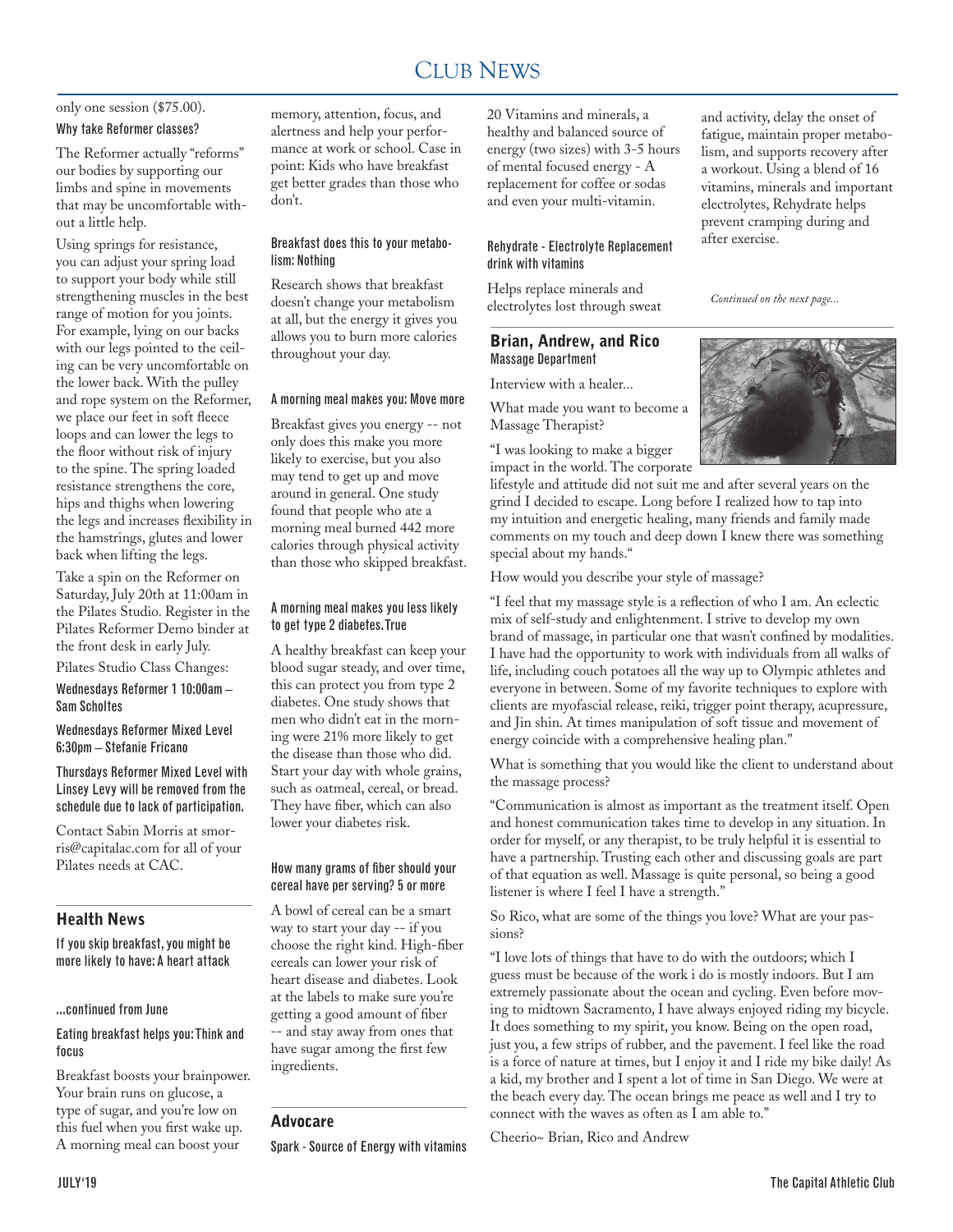# Club News

only one session ($75.00).

### Why take Reformer classes?

The Reformer actually "reforms" our bodies by supporting our limbs and spine in movements that may be uncomfortable without a little help.

Using springs for resistance, you can adjust your spring load to support your body while still strengthening muscles in the best range of motion for you joints. For example, lying on our backs with our legs pointed to the ceiling can be very uncomfortable on the lower back. With the pulley and rope system on the Reformer, we place our feet in soft fleece loops and can lower the legs to the floor without risk of injury to the spine. The spring loaded resistance strengthens the core, hips and thighs when lowering the legs and increases flexibility in the hamstrings, glutes and lower back when lifting the legs.

Take a spin on the Reformer on Saturday, July 20th at 11:00am in the Pilates Studio. Register in the Pilates Reformer Demo binder at the front desk in early July.

Pilates Studio Class Changes:

**Wednesdays Reformer 1 10:00am – Sam Scholtes**

**Wednesdays Reformer Mixed Level 6:30pm – Stefanie Fricano**

**Thursdays Reformer Mixed Level with Linsey Levy will be removed from the schedule due to lack of participation.**

Contact Sabin Morris at smorris@capitalac.com for all of your Pilates needs at CAC.

## Health News

### If you skip breakfast, you might be more likely to have: A heart attack

...continued from June

### Eating breakfast helps you: Think and focus

Breakfast boosts your brainpower. Your brain runs on glucose, a type of sugar, and you're low on this fuel when you first wake up. A morning meal can boost your memory, attention, focus, and alertness and help your performance at work or school. Case in point: Kids who have breakfast get better grades than those who don't.

### Breakfast does this to your metabolism: Nothing

Research shows that breakfast doesn't change your metabolism at all, but the energy it gives you allows you to burn more calories throughout your day.

### A morning meal makes you: Move more

Breakfast gives you energy -- not only does this make you more likely to exercise, but you also may tend to get up and move around in general. One study found that people who ate a morning meal burned 442 more calories through physical activity than those who skipped breakfast.

### A morning meal makes you less likely to get type 2 diabetes. True

A healthy breakfast can keep your blood sugar steady, and over time, this can protect you from type 2 diabetes. One study shows that men who didn't eat in the morning were 21% more likely to get the disease than those who did. Start your day with whole grains, such as oatmeal, cereal, or bread. They have fiber, which can also lower your diabetes risk.

### How many grams of fiber should your cereal have per serving? 5 or more

A bowl of cereal can be a smart way to start your day -- if you choose the right kind. High-fiber cereals can lower your risk of heart disease and diabetes. Look at the labels to make sure you're getting a good amount of fiber -- and stay away from ones that have sugar among the first few ingredients.

## Advocare

### Spark - Source of Energy with vitamins

20 Vitamins and minerals, a healthy and balanced source of energy (two sizes) with 3-5 hours of mental focused energy - A replacement for coffee or sodas and even your multi-vitamin.

### Rehydrate - Electrolyte Replacement drink with vitamins

Helps replace minerals and electrolytes lost through sweat and activity, delay the onset of fatigue, maintain proper metabolism, and supports recovery after a workout. Using a blend of 16 vitamins, minerals and important electrolytes, Rehydrate helps prevent cramping during and after exercise.

*Continued on the next page...*

## Brian, Andrew, and Rico

### Massage Department

Interview with a healer...

What made you want to become a Massage Therapist?

"I was looking to make a bigger impact in the world. The corporate lifestyle and attitude did not suit me and after several years on the grind I decided to escape. Long before I realized how to tap into my intuition and energetic healing, many friends and family made comments on my touch and deep down I knew there was something special about my hands."

How would you describe your style of massage?

"I feel that my massage style is a reflection of who I am. An eclectic mix of self-study and enlightenment. I strive to develop my own brand of massage, in particular one that wasn't confined by modalities. I have had the opportunity to work with individuals from all walks of life, including couch potatoes all the way up to Olympic athletes and everyone in between. Some of my favorite techniques to explore with clients are myofascial release, reiki, trigger point therapy, acupressure, and Jin shin. At times manipulation of soft tissue and movement of energy coincide with a comprehensive healing plan."

What is something that you would like the client to understand about the massage process?

"Communication is almost as important as the treatment itself. Open and honest communication takes time to develop in any situation. In order for myself, or any therapist, to be truly helpful it is essential to have a partnership. Trusting each other and discussing goals are part of that equation as well. Massage is quite personal, so being a good listener is where I feel I have a strength."

So Rico, what are some of the things you love? What are your passions?

"I love lots of things that have to do with the outdoors; which I guess must be because of the work i do is mostly indoors. But I am extremely passionate about the ocean and cycling. Even before moving to midtown Sacramento, I have always enjoyed riding my bicycle. It does something to my spirit, you know. Being on the open road, just you, a few strips of rubber, and the pavement. I feel like the road is a force of nature at times, but I enjoy it and I ride my bike daily! As a kid, my brother and I spent a lot of time in San Diego. We were at the beach every day. The ocean brings me peace as well and I try to connect with the waves as often as I am able to."

Cheerio~ Brian, Rico and Andrew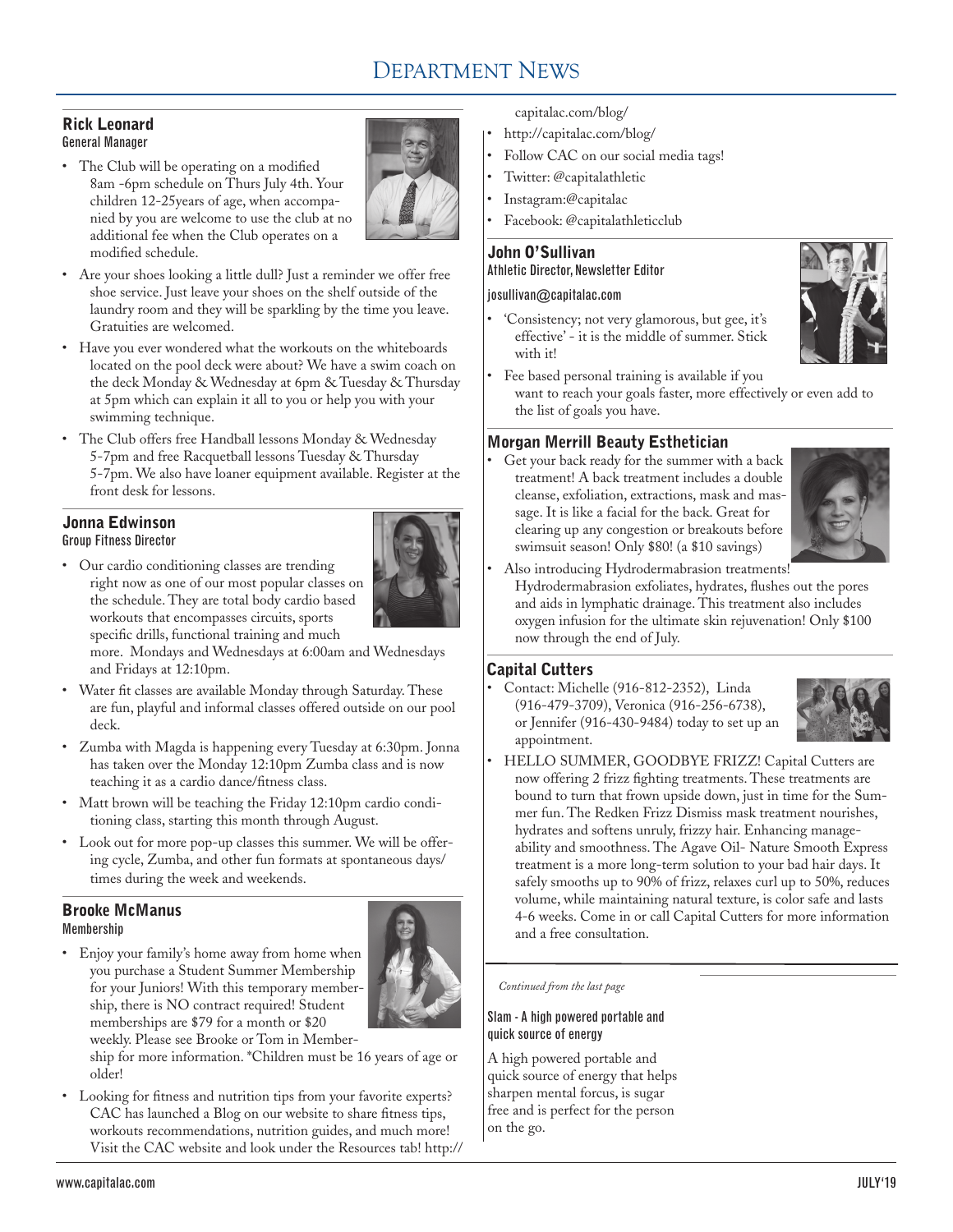# Department News

## Rick Leonard
**General Manager**

- The Club will be operating on a modified 8am -6pm schedule on Thurs July 4th. Your children 12-25years of age, when accompanied by you are welcome to use the club at no additional fee when the Club operates on a modified schedule.
- Are your shoes looking a little dull? Just a reminder we offer free shoe service. Just leave your shoes on the shelf outside of the laundry room and they will be sparkling by the time you leave. Gratuities are welcomed.
- Have you ever wondered what the workouts on the whiteboards located on the pool deck were about? We have a swim coach on the deck Monday & Wednesday at 6pm & Tuesday & Thursday at 5pm which can explain it all to you or help you with your swimming technique.
- The Club offers free Handball lessons Monday & Wednesday 5-7pm and free Racquetball lessons Tuesday & Thursday 5-7pm. We also have loaner equipment available. Register at the front desk for lessons.

## Jonna Edwinson
**Group Fitness Director**

- Our cardio conditioning classes are trending right now as one of our most popular classes on the schedule. They are total body cardio based workouts that encompasses circuits, sports specific drills, functional training and much more. Mondays and Wednesdays at 6:00am and Wednesdays and Fridays at 12:10pm.
- Water fit classes are available Monday through Saturday. These are fun, playful and informal classes offered outside on our pool deck.
- Zumba with Magda is happening every Tuesday at 6:30pm. Jonna has taken over the Monday 12:10pm Zumba class and is now teaching it as a cardio dance/fitness class.
- Matt brown will be teaching the Friday 12:10pm cardio conditioning class, starting this month through August.
- Look out for more pop-up classes this summer. We will be offering cycle, Zumba, and other fun formats at spontaneous days/ times during the week and weekends.

## Brooke McManus
**Membership**

- Enjoy your family's home away from home when you purchase a Student Summer Membership for your Juniors! With this temporary membership, there is NO contract required! Student memberships are $79 for a month or $20 weekly. Please see Brooke or Tom in Membership for more information. *Children must be 16 years of age or older!
- Looking for fitness and nutrition tips from your favorite experts? CAC has launched a Blog on our website to share fitness tips, workouts recommendations, nutrition guides, and much more! Visit the CAC website and look under the Resources tab! http://capitalac.com/blog/
- http://capitalac.com/blog/
- Follow CAC on our social media tags!
- Twitter: @capitalathletic
- Instagram:@capitalac
- Facebook: @capitalathleticclub

## John O'Sullivan
**Athletic Director, Newsletter Editor**

josullivan@capitalac.com

- 'Consistency; not very glamorous, but gee, it's effective' - it is the middle of summer. Stick with it!
- Fee based personal training is available if you want to reach your goals faster, more effectively or even add to the list of goals you have.

## Morgan Merrill Beauty Esthetician

- Get your back ready for the summer with a back treatment! A back treatment includes a double cleanse, exfoliation, extractions, mask and massage. It is like a facial for the back. Great for clearing up any congestion or breakouts before swimsuit season! Only $80! (a $10 savings)
- Also introducing Hydrodermabrasion treatments! Hydrodermabrasion exfoliates, hydrates, flushes out the pores and aids in lymphatic drainage. This treatment also includes oxygen infusion for the ultimate skin rejuvenation! Only $100 now through the end of July.

## Capital Cutters

- Contact: Michelle (916-812-2352), Linda (916-479-3709), Veronica (916-256-6738), or Jennifer (916-430-9484) today to set up an appointment.
- HELLO SUMMER, GOODBYE FRIZZ! Capital Cutters are now offering 2 frizz fighting treatments. These treatments are bound to turn that frown upside down, just in time for the Summer fun. The Redken Frizz Dismiss mask treatment nourishes, hydrates and softens unruly, frizzy hair. Enhancing manageability and smoothness. The Agave Oil- Nature Smooth Express treatment is a more long-term solution to your bad hair days. It safely smooths up to 90% of frizz, relaxes curl up to 50%, reduces volume, while maintaining natural texture, is color safe and lasts 4-6 weeks. Come in or call Capital Cutters for more information and a free consultation.

*Continued from the last page*

**Slam - A high powered portable and quick source of energy**

A high powered portable and quick source of energy that helps sharpen mental forcus, is sugar free and is perfect for the person on the go.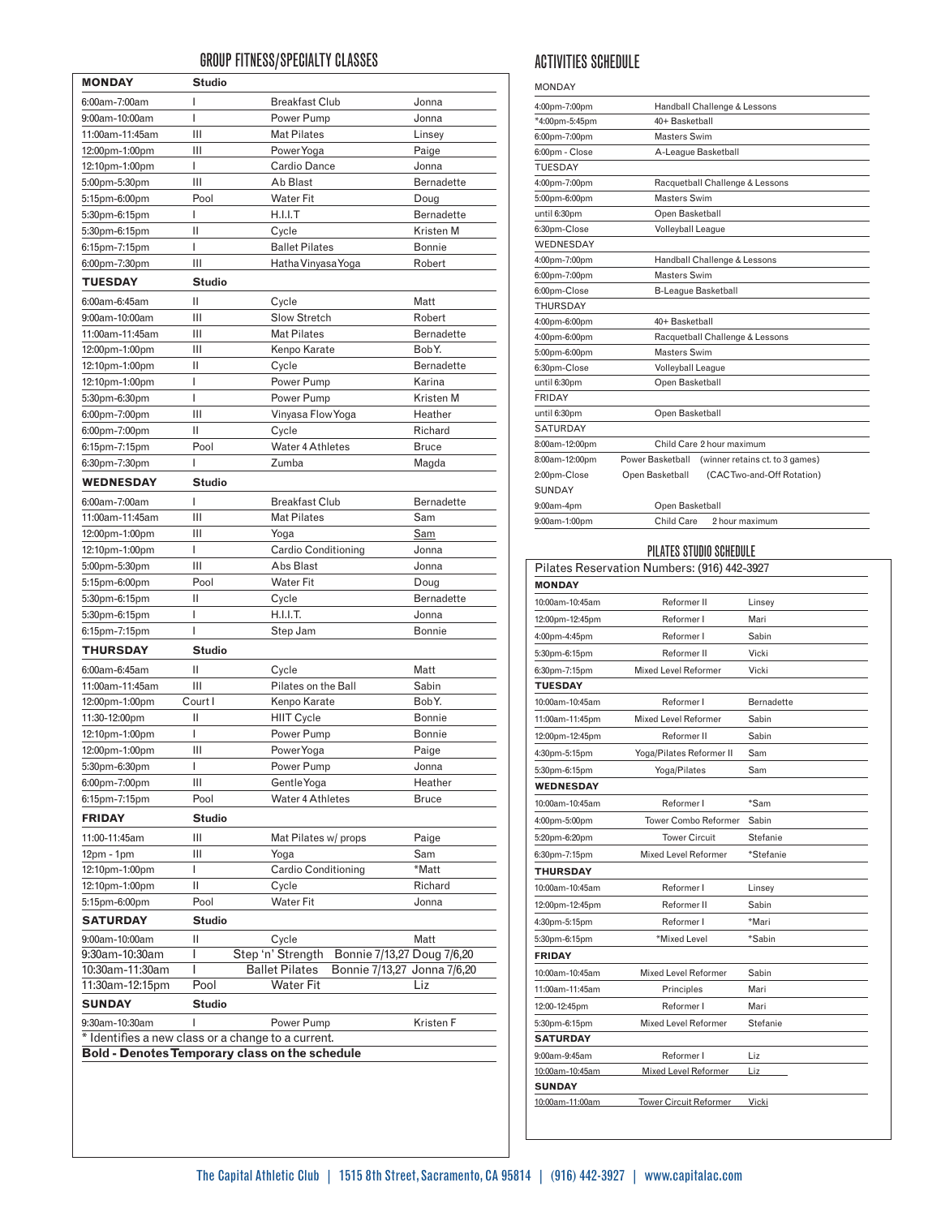## GROUP FITNESS/SPECIALTY CLASSES

| **MONDAY** | **Studio** | | |
|---|---|---|---|
| 6:00am-7:00am | I | Breakfast Club | Jonna |
| 9:00am-10:00am | I | Power Pump | Jonna |
| 11:00am-11:45am | III | Mat Pilates | Linsey |
| 12:00pm-1:00pm | III | Power Yoga | Paige |
| 12:10pm-1:00pm | I | Cardio Dance | Jonna |
| 5:00pm-5:30pm | III | Ab Blast | Bernadette |
| 5:15pm-6:00pm | Pool | Water Fit | Doug |
| 5:30pm-6:15pm | I | H.I.I.T | Bernadette |
| 5:30pm-6:15pm | II | Cycle | Kristen M |
| 6:15pm-7:15pm | I | Ballet Pilates | Bonnie |
| 6:00pm-7:30pm | III | Hatha Vinyasa Yoga | Robert |
| **TUESDAY** | **Studio** | | |
| 6:00am-6:45am | II | Cycle | Matt |
| 9:00am-10:00am | III | Slow Stretch | Robert |
| 11:00am-11:45am | III | Mat Pilates | Bernadette |
| 12:00pm-1:00pm | III | Kenpo Karate | Bob Y. |
| 12:10pm-1:00pm | II | Cycle | Bernadette |
| 12:10pm-1:00pm | I | Power Pump | Karina |
| 5:30pm-6:30pm | I | Power Pump | Kristen M |
| 6:00pm-7:00pm | III | Vinyasa Flow Yoga | Heather |
| 6:00pm-7:00pm | II | Cycle | Richard |
| 6:15pm-7:15pm | Pool | Water 4 Athletes | Bruce |
| 6:30pm-7:30pm | I | Zumba | Magda |
| **WEDNESDAY** | **Studio** | | |
| 6:00am-7:00am | I | Breakfast Club | Bernadette |
| 11:00am-11:45am | III | Mat Pilates | Sam |
| 12:00pm-1:00pm | III | Yoga | Sam |
| 12:10pm-1:00pm | I | Cardio Conditioning | Jonna |
| 5:00pm-5:30pm | III | Abs Blast | Jonna |
| 5:15pm-6:00pm | Pool | Water Fit | Doug |
| 5:30pm-6:15pm | II | Cycle | Bernadette |
| 5:30pm-6:15pm | I | H.I.I.T. | Jonna |
| 6:15pm-7:15pm | I | Step Jam | Bonnie |
| **THURSDAY** | **Studio** | | |
| 6:00am-6:45am | II | Cycle | Matt |
| 11:00am-11:45am | III | Pilates on the Ball | Sabin |
| 12:00pm-1:00pm | Court I | Kenpo Karate | Bob Y. |
| 11:30-12:00pm | II | HIIT Cycle | Bonnie |
| 12:10pm-1:00pm | I | Power Pump | Bonnie |
| 12:00pm-1:00pm | III | Power Yoga | Paige |
| 5:30pm-6:30pm | I | Power Pump | Jonna |
| 6:00pm-7:00pm | III | Gentle Yoga | Heather |
| 6:15pm-7:15pm | Pool | Water 4 Athletes | Bruce |
| **FRIDAY** | **Studio** | | |
| 11:00-11:45am | III | Mat Pilates w/ props | Paige |
| 12pm - 1pm | III | Yoga | Sam |
| 12:10pm-1:00pm | I | Cardio Conditioning | *Matt |
| 12:10pm-1:00pm | II | Cycle | Richard |
| 5:15pm-6:00pm | Pool | Water Fit | Jonna |
| **SATURDAY** | **Studio** | | |
| 9:00am-10:00am | II | Cycle | Matt |
| 9:30am-10:30am | I | Step 'n' Strength | Bonnie 7/13,27 Doug 7/6,20 |
| 10:30am-11:30am | I | Ballet Pilates | Bonnie 7/13,27 Jonna 7/6,20 |
| 11:30am-12:15pm | Pool | Water Fit | Liz |
| **SUNDAY** | **Studio** | | |
| 9:30am-10:30am | I | Power Pump | Kristen F |

\* Identifies a new class or a change to a current.

**Bold - Denotes Temporary class on the schedule**

## ACTIVITIES SCHEDULE

| | |
|---|---|
| MONDAY | |
| 4:00pm-7:00pm | Handball Challenge & Lessons |
| *4:00pm-5:45pm | 40+ Basketball |
| 6:00pm-7:00pm | Masters Swim |
| 6:00pm - Close | A-League Basketball |
| TUESDAY | |
| 4:00pm-7:00pm | Racquetball Challenge & Lessons |
| 5:00pm-6:00pm | Masters Swim |
| until 6:30pm | Open Basketball |
| 6:30pm-Close | Volleyball League |
| WEDNESDAY | |
| 4:00pm-7:00pm | Handball Challenge & Lessons |
| 6:00pm-7:00pm | Masters Swim |
| 6:00pm-Close | B-League Basketball |
| THURSDAY | |
| 4:00pm-6:00pm | 40+ Basketball |
| 4:00pm-6:00pm | Racquetball Challenge & Lessons |
| 5:00pm-6:00pm | Masters Swim |
| 6:30pm-Close | Volleyball League |
| until 6:30pm | Open Basketball |
| FRIDAY | |
| until 6:30pm | Open Basketball |
| SATURDAY | |
| 8:00am-12:00pm | Child Care 2 hour maximum |
| 8:00am-12:00pm | Power Basketball (winner retains ct. to 3 games) |
| 2:00pm-Close | Open Basketball (CAC Two-and-Off Rotation) |
| SUNDAY | |
| 9:00am-4pm | Open Basketball |
| 9:00am-1:00pm | Child Care 2 hour maximum |

## PILATES STUDIO SCHEDULE

Pilates Reservation Numbers: (916) 442-3927

| **MONDAY** | | |
|---|---|---|
| 10:00am-10:45am | Reformer II | Linsey |
| 12:00pm-12:45pm | Reformer I | Mari |
| 4:00pm-4:45pm | Reformer I | Sabin |
| 5:30pm-6:15pm | Reformer II | Vicki |
| 6:30pm-7:15pm | Mixed Level Reformer | Vicki |
| **TUESDAY** | | |
| 10:00am-10:45am | Reformer I | Bernadette |
| 11:00am-11:45pm | Mixed Level Reformer | Sabin |
| 12:00pm-12:45pm | Reformer II | Sabin |
| 4:30pm-5:15pm | Yoga/Pilates Reformer II | Sam |
| 5:30pm-6:15pm | Yoga/Pilates | Sam |
| **WEDNESDAY** | | |
| 10:00am-10:45am | Reformer I | *Sam |
| 4:00pm-5:00pm | Tower Combo Reformer | Sabin |
| 5:20pm-6:20pm | Tower Circuit | Stefanie |
| 6:30pm-7:15pm | Mixed Level Reformer | *Stefanie |
| **THURSDAY** | | |
| 10:00am-10:45am | Reformer I | Linsey |
| 12:00pm-12:45pm | Reformer II | Sabin |
| 4:30pm-5:15pm | Reformer I | *Mari |
| 5:30pm-6:15pm | *Mixed Level | *Sabin |
| **FRIDAY** | | |
| 10:00am-10:45am | Mixed Level Reformer | Sabin |
| 11:00am-11:45am | Principles | Mari |
| 12:00-12:45pm | Reformer I | Mari |
| 5:30pm-6:15pm | Mixed Level Reformer | Stefanie |
| **SATURDAY** | | |
| 9:00am-9:45am | Reformer I | Liz |
| 10:00am-10:45am | Mixed Level Reformer | Liz |
| **SUNDAY** | | |
| 10:00am-11:00am | Tower Circuit Reformer | Vicki |

The Capital Athletic Club | 1515 8th Street, Sacramento, CA 95814 | (916) 442-3927 | www.capitalac.com